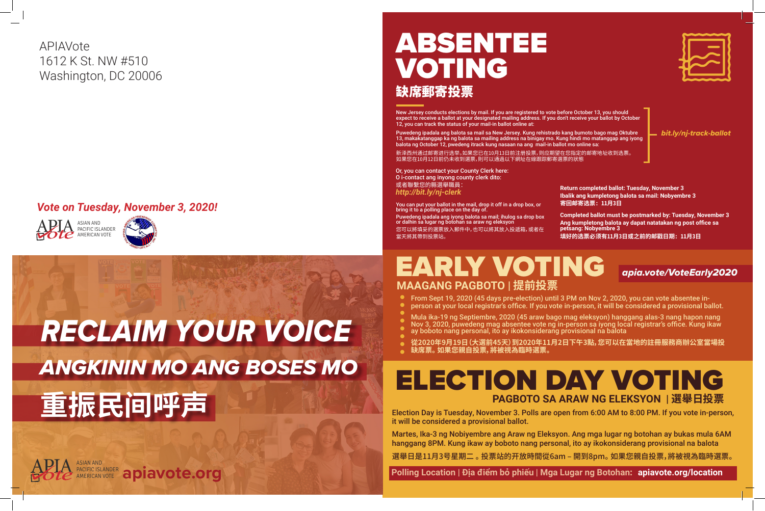APIAVote
1612 K St. NW #510
Washington, DC 20006

*Vote on Tuesday, November 3, 2020!*

APIA Vote ASIAN AND PACIFIC ISLANDER AMERICAN VOTE

# RECLAIM YOUR VOICE

# ANGKININ MO ANG BOSES MO

# 重振民间呼声

APIA Vote ASIAN AND PACIFIC ISLANDER AMERICAN VOTE **apiavote.org**

# ABSENTEE VOTING

## 缺席郵寄投票

New Jersey conducts elections by mail. If you are registered to vote before October 13, you should expect to receive a ballot at your designated mailing address. If you don't receive your ballot by October 12, you can track the status of your mail-in ballot online at:

Puwedeng ipadala ang balota sa mail sa New Jersey. Kung rehistrado kang bumoto bago mag Oktubre 13, makakatanggap ka ng balota sa mailing address na binigay mo. Kung hindi mo matanggap ang iyong balota ng October 12, pwedeng itrack kung nasaan na ang mail-in ballot mo online sa:

新泽西州通过邮寄进行选举。如果您已在10月13日前注册投票，则应期望在您指定的邮寄地址收到选票。如果您在10月12日前仍未收到選票，則可以通過以下網址在線跟踪郵寄選票的狀態

***bit.ly/nj-track-ballot***

Or, you can contact your County Clerk here:
O i-contact ang inyong county clerk dito:
或者聯繫您的縣選舉職員：
***http://bit.ly/nj-clerk***

You can put your ballot in the mail, drop it off in a drop box, or bring it to a polling place on the day of.

Puwedeng ipadala ang iyong balota sa mail; ihulog sa drop box or dalhin sa lugar ng botohan sa araw ng eleksyon

您可以將填妥的選票放入郵件中，也可以將其放入投遞箱，或者在當天將其帶到投票站。

**Return completed ballot: Tuesday, November 3**
**Ibalik ang kumpletong balota sa mail: Nobyembre 3**
**寄回邮寄选票：11月3日**

**Completed ballot must be postmarked by: Tuesday, November 3**
**Ang kumpletong balota ay dapat natatakan ng post office sa petsang: Nobyembre 3**
**填好的选票必须有11月3日或之前的邮戳日期：11月3日**

# EARLY VOTING

***apia.vote/VoteEarly2020***

## MAAGANG PAGBOTO | 提前投票

- From Sept 19, 2020 (45 days pre-election) until 3 PM on Nov 2, 2020, you can vote absentee in-person at your local registrar's office. If you vote in-person, it will be considered a provisional ballot.
- Mula ika-19 ng Septiembre, 2020 (45 araw bago mag eleksyon) hanggang alas-3 nang hapon nang Nov 3, 2020, puwedeng mag absentee vote ng in-person sa iyong local registrar's office. Kung ikaw ay boboto nang personal, ito ay ikokonsiderang provisional na balota
- **從2020年9月19日（大選前45天）到2020年11月2日下午3點，您可以在當地的註冊服務商辦公室當場投缺席票。如果您親自投票，將被視為臨時選票。**

# ELECTION DAY VOTING

## PAGBOTO SA ARAW NG ELEKSYON | 選舉日投票

**Election Day is Tuesday, November 3. Polls are open from 6:00 AM to 8:00 PM. If you vote in-person, it will be considered a provisional ballot.**

**Martes, Ika-3 ng Nobiyembre ang Araw ng Eleksyon. Ang mga lugar ng botohan ay bukas mula 6AM hanggang 8PM. Kung ikaw ay boboto nang personal, ito ay ikokonsiderang provisional na balota**

**選舉日是11月3号星期二。投票站的开放時間從6am – 開到8pm。如果您親自投票，將被視為臨時選票。**

**Polling Location | Địa điểm bỏ phiếu | Mga Lugar ng Botohan: apiavote.org/location**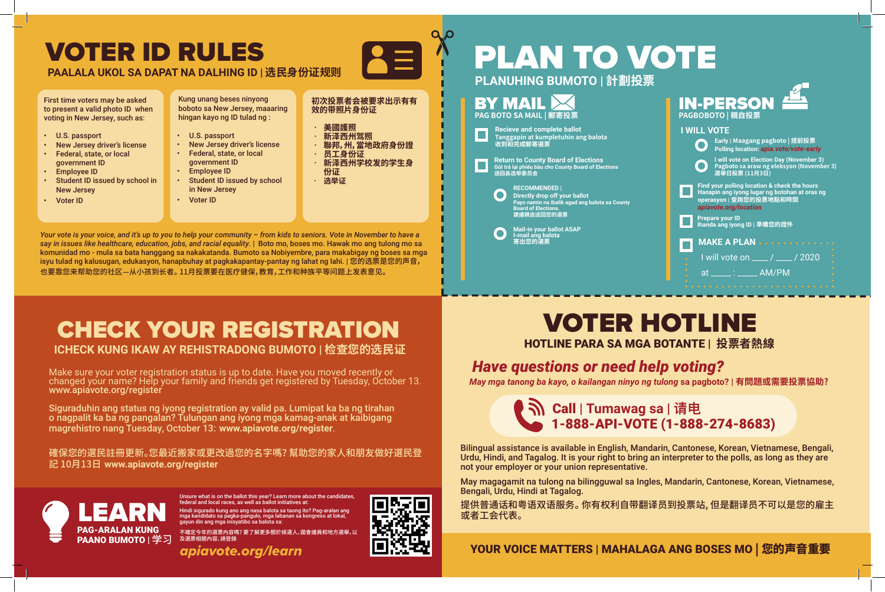# VOTER ID RULES

**PAALALA UKOL SA DAPAT NA DALHING ID | 选民身份证规则**

First time voters may be asked to present a valid photo ID when voting in New Jersey, such as:

- U.S. passport
- New Jersey driver's license
- Federal, state, or local government ID
- Employee ID
- Student ID issued by school in New Jersey
- Voter ID

Kung unang beses ninyong boboto sa New Jersey, maaaring hingan kayo ng ID tulad ng :

- U.S. passport
- New Jersey driver's license
- Federal, state, or local government ID
- Employee ID
- Student ID issued by school in New Jersey
- Voter ID

初次投票者会被要求出示有有效的带照片身份证

- 美國護照
- 新泽西州驾照
- 聯邦，州，當地政府身份證
- 员工身份证
- 新泽西州学校发的学生身份证
- 选举证

*Your vote is your voice, and it's up to you to help your community – from kids to seniors. Vote in November to have a say in issues like healthcare, education, jobs, and racial equality.* | Boto mo, boses mo. Hawak mo ang tulong mo sa komunidad mo - mula sa bata hanggang sa nakakatanda. Bumoto sa Nobiyembre, para makabigay ng boses sa mga isyu tulad ng kalusugan, edukasyon, hanapbuhay at pagkakapantay-pantay ng lahat ng lahi. | 您的选票是您的声音，也要靠您来帮助您的社区—从小孩到长者。11月投票要在医疗保健，教育，工作和种族平等问题上发表意见。

# PLAN TO VOTE

**PLANUHING BUMOTO | 計劃投票**

## BY MAIL

**PAG BOTO SA MAIL | 郵寄投票**

- ☐ **Recieve and complete ballot**
  Tanggapin at kumpletuhin ang balota
  收到和完成郵寄選票
- ☐ **Return to County Board of Elections**
  Gửi trả lại phiếu bầu cho County Board of Elections
  送回县选举委员会
  - ○ **RECOMMENDED |**
    **Directly drop off your ballot**
    Payo namin na ibalik agad ang balota sa County Board of Elections.
    建議親自送回您的選票
  - ○ **Mail-in your ballot ASAP**
    I-mail ang balota
    寄出您的選票

## IN-PERSON

**PAGBOBOTO | 親自投票**

**I WILL VOTE**

- ○ Early | Maagang pagboto | 提前投票
  Polling location: *apia.vote/vote-early*
- ○ I will vote on Election Day (November 3)
  Pagboto sa araw ng eleksyon (November 3)
  選舉日投票 (11月3日)
- ☐ Find your polling location & check the hours
  Hanapin ang iyong lugar ng botohan at oras ng operasyon | 查詢您的投票地點和時間
  *apiavote.org/location*
- ☐ Prepare your ID
  Ihanda ang iyong ID | 準備您的證件
- ☐ **MAKE A PLAN**
  I will vote on ____ / ____ / 2020
  at _____ : _____ AM/PM

# CHECK YOUR REGISTRATION

**ICHECK KUNG IKAW AY REHISTRADONG BUMOTO | 检查您的选民证**

Make sure your voter registration status is up to date. Have you moved recently or changed your name? Help your family and friends get registered by Tuesday, October 13. **www.apiavote.org/register**

**Siguraduhin ang status ng iyong registration ay valid pa. Lumipat ka ba ng tirahan o nagpalit ka ba ng pangalan? Tulungan ang iyong mga kamag-anak at kaibigang magrehistro nang Tuesday, October 13: www.apiavote.org/register**.

確保您的選民註冊更新。您最近搬家或更改過您的名字嗎? 幫助您的家人和朋友做好選民登記 10月13日 **www.apiavote.org/register**

# LEARN

**PAG-ARALAN KUNG PAANO BUMOTO | 学习**

Unsure what is on the ballot this year? Learn more about the candidates, federal and local races, as well as ballot initiatives at:

Hindi sigurado kung ano ang nasa balota sa taong ito? Pag-aralan ang mga kandidato sa pagka-pangulo, mga labanan sa kongreso at lokal, gayun din ang mga inisyatibo sa balota sa:

不確定今年的選票內容嗎? 要了解更多關於候選人，國會議員和地方選舉，以及選票相關內容，請登錄

***apiavote.org/learn***

# VOTER HOTLINE

**HOTLINE PARA SA MGA BOTANTE | 投票者熱線**

## *Have questions or need help voting?*

***May mga tanong ba kayo, o kailangan ninyo ng tulong sa pagboto? | 有問題或需要投票協助?***

**Call | Tumawag sa | 请电**
**1-888-API-VOTE (1-888-274-8683)**

**Bilingual assistance is available in English, Mandarin, Cantonese, Korean, Vietnamese, Bengali, Urdu, Hindi, and Tagalog. It is your right to bring an interpreter to the polls, as long as they are not your employer or your union representative.**

**May magagamit na tulong na bilingguwal sa Ingles, Mandarin, Cantonese, Korean, Vietnamese, Bengali, Urdu, Hindi at Tagalog.**

**提供普通话和粤语双语服务。你有权利自带翻译员到投票站，但是翻译员不可以是您的雇主或者工会代表。**

**YOUR VOICE MATTERS | MAHALAGA ANG BOSES MO | 您的声音重要**